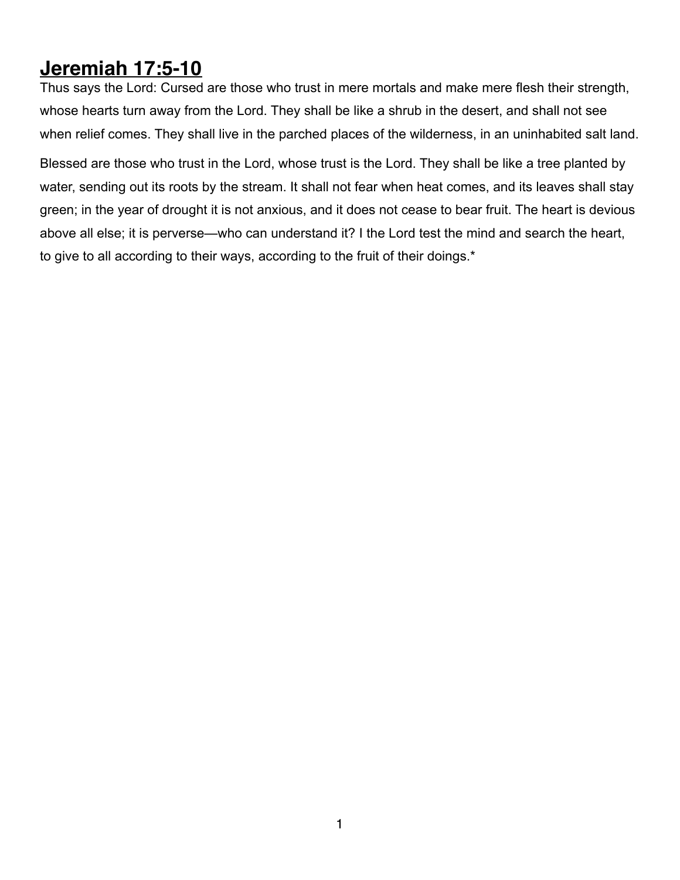# Jeremiah 17:5-10

Thus says the Lord: Cursed are those who trust in mere mortals and make mere flesh their strength, whose hearts turn away from the Lord. They shall be like a shrub in the desert, and shall not see when relief comes. They shall live in the parched places of the wilderness, in an uninhabited salt land.

Blessed are those who trust in the Lord, whose trust is the Lord. They shall be like a tree planted by water, sending out its roots by the stream. It shall not fear when heat comes, and its leaves shall stay green; in the year of drought it is not anxious, and it does not cease to bear fruit. The heart is devious above all else; it is perverse—who can understand it? I the Lord test the mind and search the heart, to give to all according to their ways, according to the fruit of their doings.*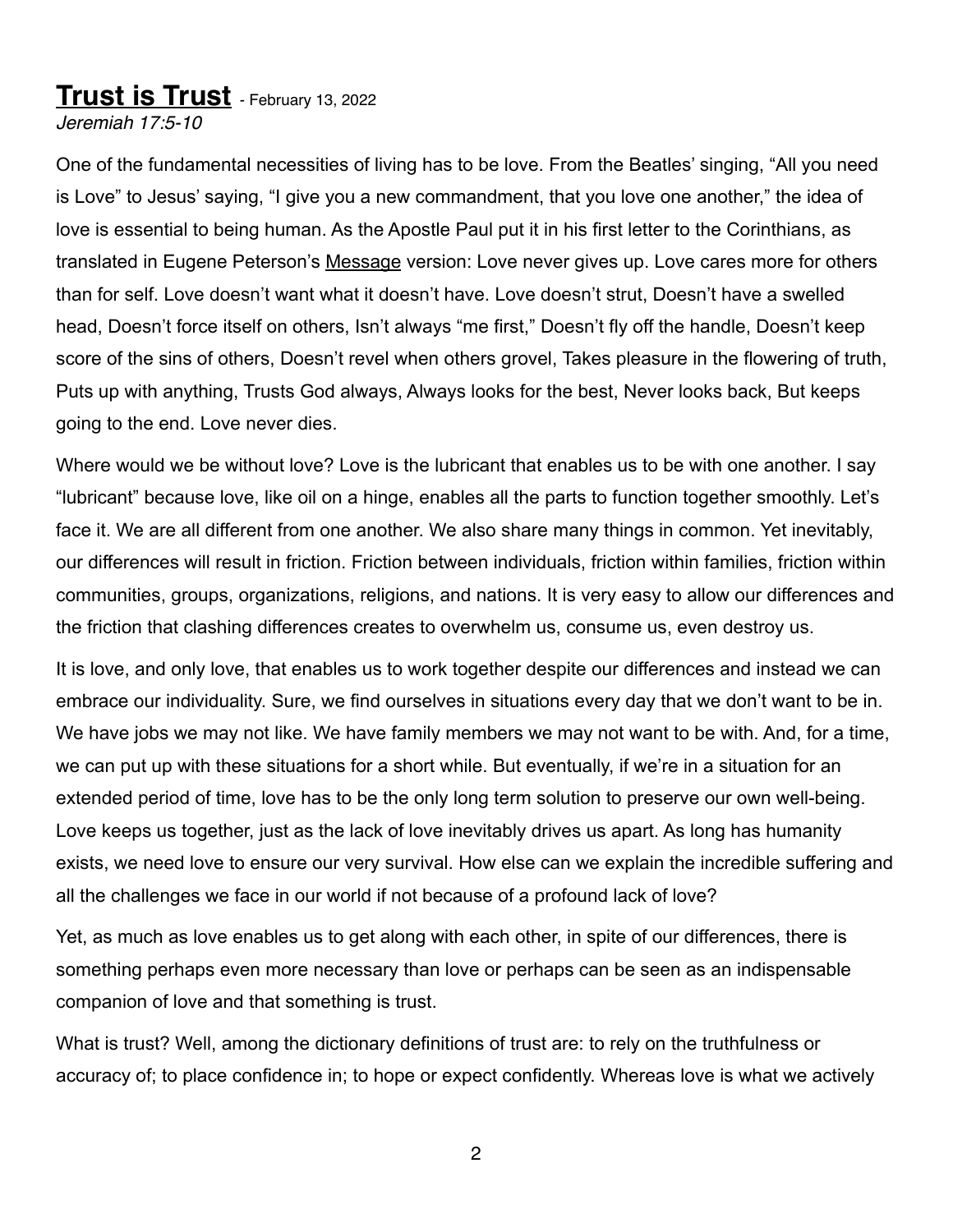# **Trust is Trust** - February 13, 2022

*Jeremiah 17:5-10*

One of the fundamental necessities of living has to be love. From the Beatles' singing, "All you need is Love" to Jesus' saying, "I give you a new commandment, that you love one another," the idea of love is essential to being human. As the Apostle Paul put it in his first letter to the Corinthians, as translated in Eugene Peterson's Message version: Love never gives up. Love cares more for others than for self. Love doesn't want what it doesn't have. Love doesn't strut, Doesn't have a swelled head, Doesn't force itself on others, Isn't always "me first," Doesn't fly off the handle, Doesn't keep score of the sins of others, Doesn't revel when others grovel, Takes pleasure in the flowering of truth, Puts up with anything, Trusts God always, Always looks for the best, Never looks back, But keeps going to the end. Love never dies.

Where would we be without love? Love is the lubricant that enables us to be with one another. I say "lubricant" because love, like oil on a hinge, enables all the parts to function together smoothly. Let's face it. We are all different from one another. We also share many things in common. Yet inevitably, our differences will result in friction. Friction between individuals, friction within families, friction within communities, groups, organizations, religions, and nations. It is very easy to allow our differences and the friction that clashing differences creates to overwhelm us, consume us, even destroy us.

It is love, and only love, that enables us to work together despite our differences and instead we can embrace our individuality. Sure, we find ourselves in situations every day that we don't want to be in. We have jobs we may not like. We have family members we may not want to be with. And, for a time, we can put up with these situations for a short while. But eventually, if we're in a situation for an extended period of time, love has to be the only long term solution to preserve our own well-being. Love keeps us together, just as the lack of love inevitably drives us apart. As long has humanity exists, we need love to ensure our very survival. How else can we explain the incredible suffering and all the challenges we face in our world if not because of a profound lack of love?

Yet, as much as love enables us to get along with each other, in spite of our differences, there is something perhaps even more necessary than love or perhaps can be seen as an indispensable companion of love and that something is trust.

What is trust? Well, among the dictionary definitions of trust are: to rely on the truthfulness or accuracy of; to place confidence in; to hope or expect confidently. Whereas love is what we actively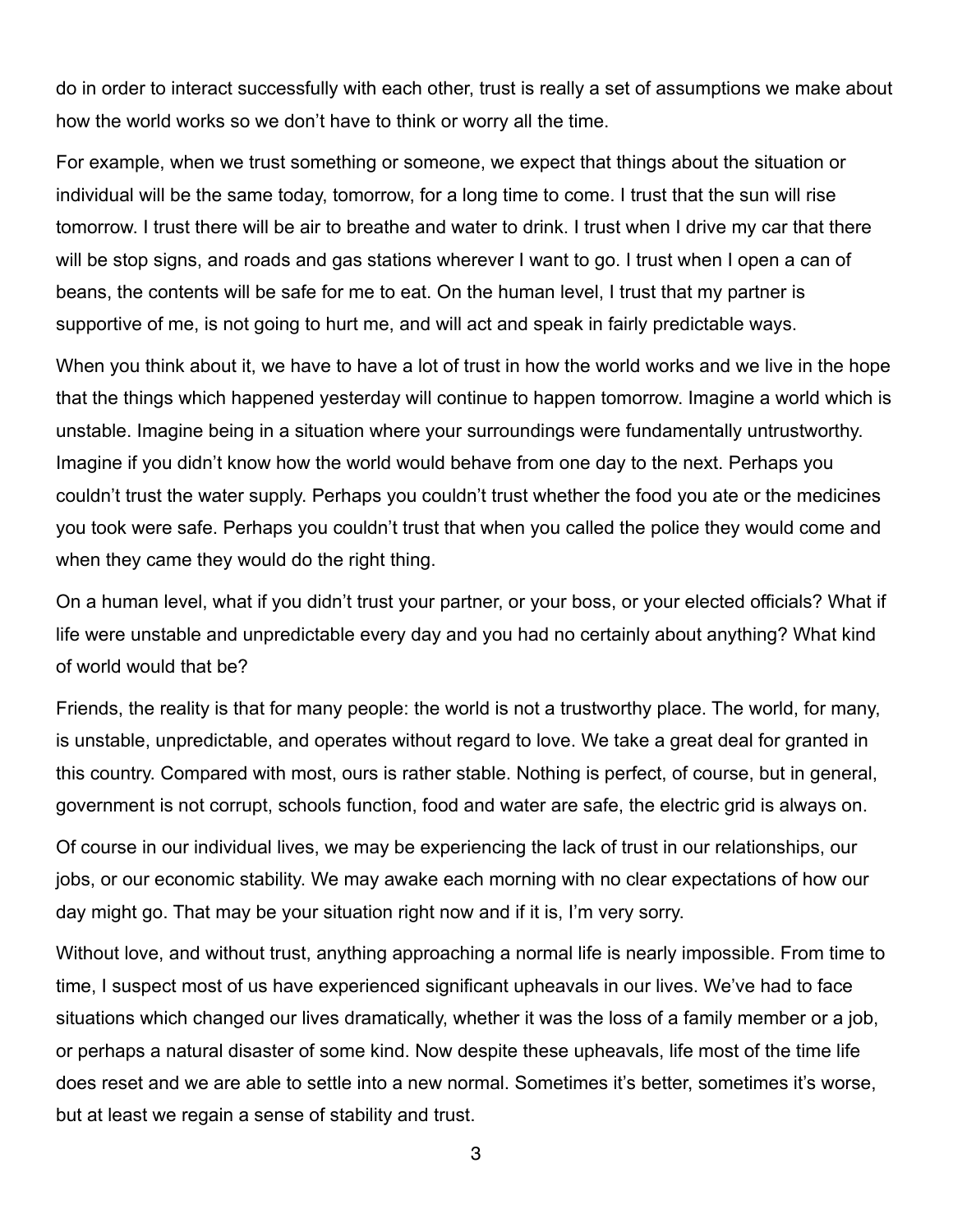do in order to interact successfully with each other, trust is really a set of assumptions we make about how the world works so we don't have to think or worry all the time.

For example, when we trust something or someone, we expect that things about the situation or individual will be the same today, tomorrow, for a long time to come. I trust that the sun will rise tomorrow. I trust there will be air to breathe and water to drink. I trust when I drive my car that there will be stop signs, and roads and gas stations wherever I want to go. I trust when I open a can of beans, the contents will be safe for me to eat. On the human level, I trust that my partner is supportive of me, is not going to hurt me, and will act and speak in fairly predictable ways.

When you think about it, we have to have a lot of trust in how the world works and we live in the hope that the things which happened yesterday will continue to happen tomorrow. Imagine a world which is unstable. Imagine being in a situation where your surroundings were fundamentally untrustworthy. Imagine if you didn't know how the world would behave from one day to the next. Perhaps you couldn't trust the water supply. Perhaps you couldn't trust whether the food you ate or the medicines you took were safe. Perhaps you couldn't trust that when you called the police they would come and when they came they would do the right thing.

On a human level, what if you didn't trust your partner, or your boss, or your elected officials? What if life were unstable and unpredictable every day and you had no certainly about anything? What kind of world would that be?

Friends, the reality is that for many people: the world is not a trustworthy place. The world, for many, is unstable, unpredictable, and operates without regard to love. We take a great deal for granted in this country. Compared with most, ours is rather stable. Nothing is perfect, of course, but in general, government is not corrupt, schools function, food and water are safe, the electric grid is always on.

Of course in our individual lives, we may be experiencing the lack of trust in our relationships, our jobs, or our economic stability. We may awake each morning with no clear expectations of how our day might go. That may be your situation right now and if it is, I'm very sorry.

Without love, and without trust, anything approaching a normal life is nearly impossible. From time to time, I suspect most of us have experienced significant upheavals in our lives. We've had to face situations which changed our lives dramatically, whether it was the loss of a family member or a job, or perhaps a natural disaster of some kind. Now despite these upheavals, life most of the time life does reset and we are able to settle into a new normal. Sometimes it's better, sometimes it's worse, but at least we regain a sense of stability and trust.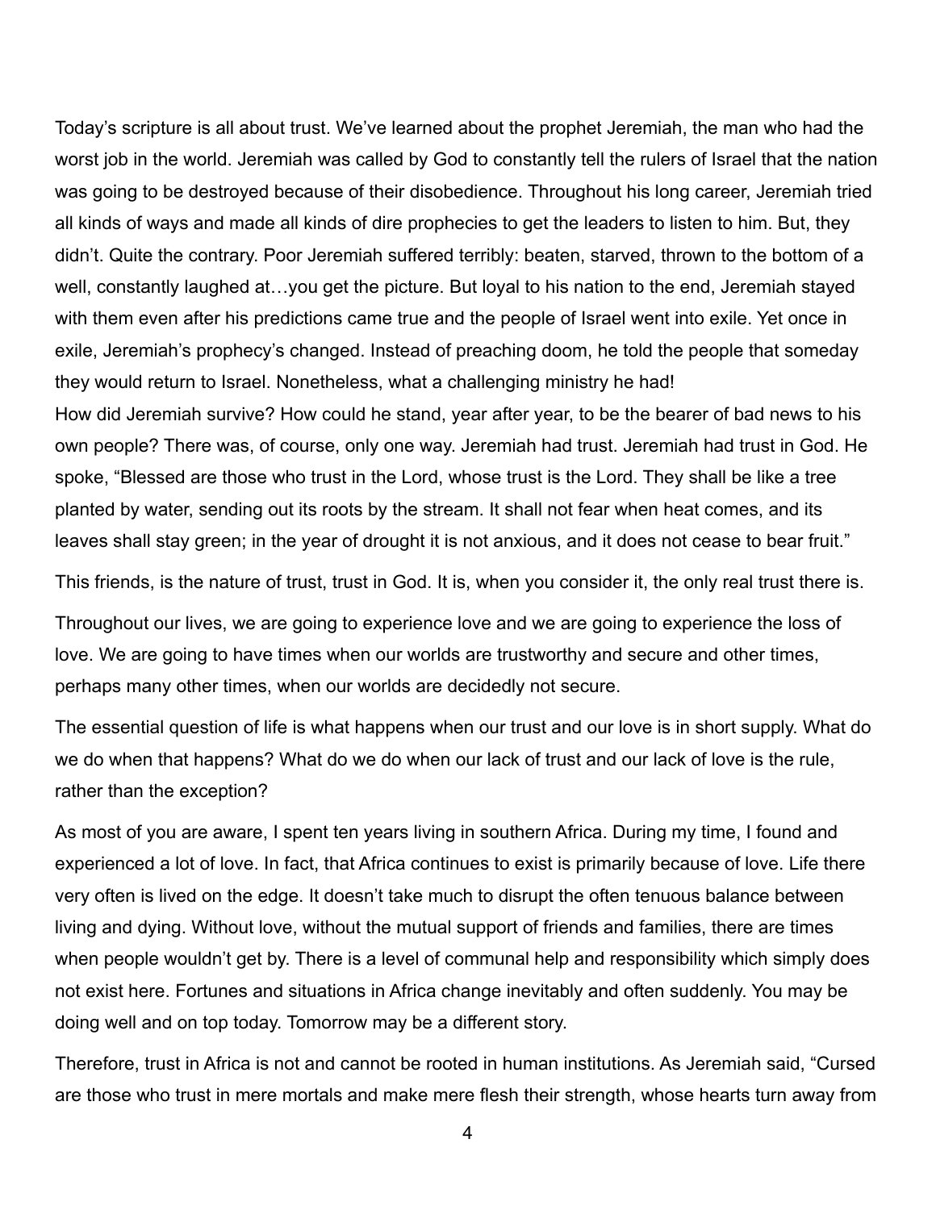Today's scripture is all about trust. We've learned about the prophet Jeremiah, the man who had the worst job in the world. Jeremiah was called by God to constantly tell the rulers of Israel that the nation was going to be destroyed because of their disobedience. Throughout his long career, Jeremiah tried all kinds of ways and made all kinds of dire prophecies to get the leaders to listen to him. But, they didn't. Quite the contrary. Poor Jeremiah suffered terribly: beaten, starved, thrown to the bottom of a well, constantly laughed at…you get the picture. But loyal to his nation to the end, Jeremiah stayed with them even after his predictions came true and the people of Israel went into exile. Yet once in exile, Jeremiah's prophecy's changed. Instead of preaching doom, he told the people that someday they would return to Israel. Nonetheless, what a challenging ministry he had!
How did Jeremiah survive? How could he stand, year after year, to be the bearer of bad news to his own people? There was, of course, only one way. Jeremiah had trust. Jeremiah had trust in God. He spoke, "Blessed are those who trust in the Lord, whose trust is the Lord. They shall be like a tree planted by water, sending out its roots by the stream. It shall not fear when heat comes, and its leaves shall stay green; in the year of drought it is not anxious, and it does not cease to bear fruit."

This friends, is the nature of trust, trust in God. It is, when you consider it, the only real trust there is.

Throughout our lives, we are going to experience love and we are going to experience the loss of love. We are going to have times when our worlds are trustworthy and secure and other times, perhaps many other times, when our worlds are decidedly not secure.

The essential question of life is what happens when our trust and our love is in short supply. What do we do when that happens? What do we do when our lack of trust and our lack of love is the rule, rather than the exception?

As most of you are aware, I spent ten years living in southern Africa. During my time, I found and experienced a lot of love. In fact, that Africa continues to exist is primarily because of love. Life there very often is lived on the edge. It doesn't take much to disrupt the often tenuous balance between living and dying. Without love, without the mutual support of friends and families, there are times when people wouldn't get by. There is a level of communal help and responsibility which simply does not exist here. Fortunes and situations in Africa change inevitably and often suddenly. You may be doing well and on top today. Tomorrow may be a different story.

Therefore, trust in Africa is not and cannot be rooted in human institutions. As Jeremiah said, "Cursed are those who trust in mere mortals and make mere flesh their strength, whose hearts turn away from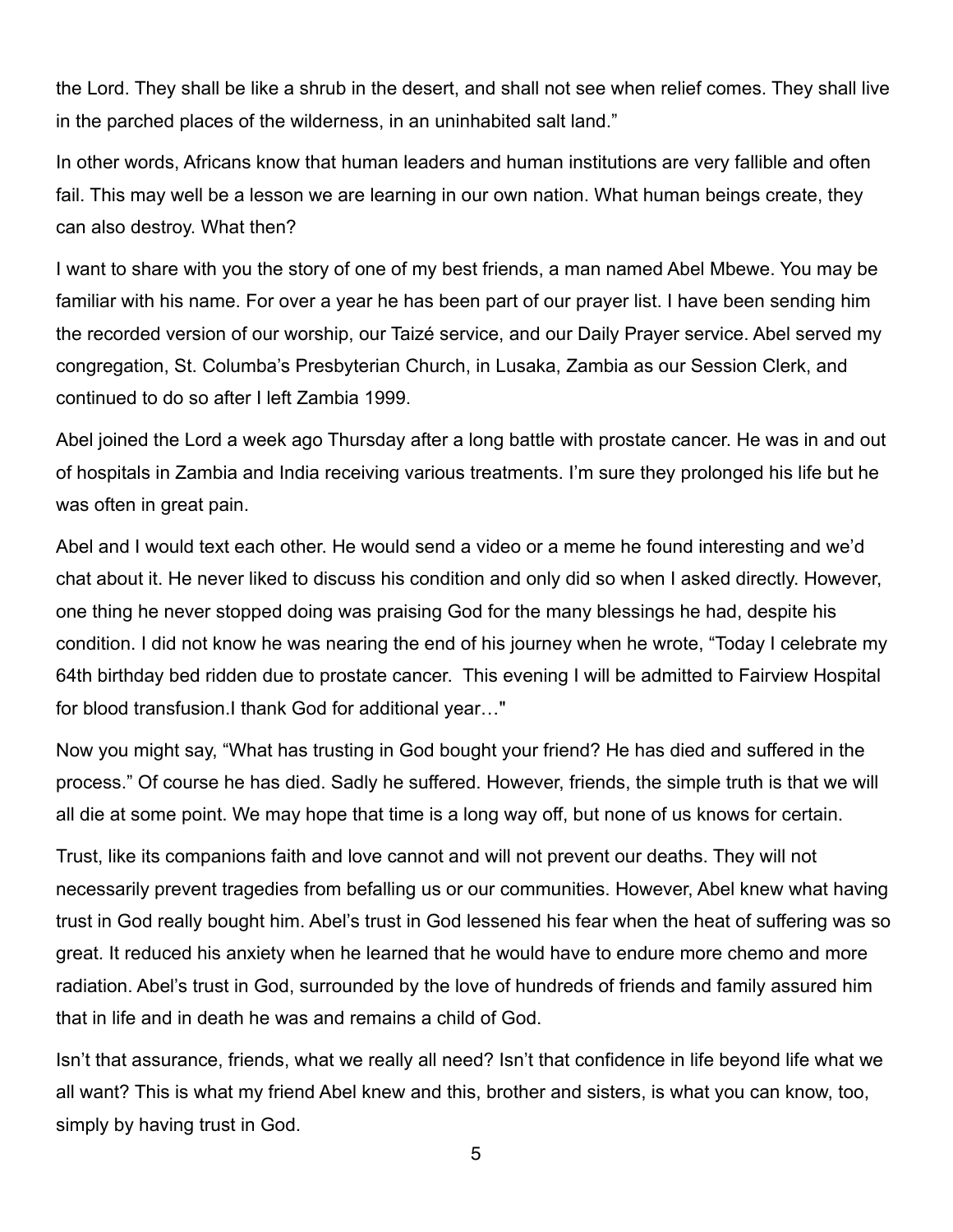the Lord. They shall be like a shrub in the desert, and shall not see when relief comes. They shall live in the parched places of the wilderness, in an uninhabited salt land."

In other words, Africans know that human leaders and human institutions are very fallible and often fail. This may well be a lesson we are learning in our own nation. What human beings create, they can also destroy. What then?

I want to share with you the story of one of my best friends, a man named Abel Mbewe. You may be familiar with his name. For over a year he has been part of our prayer list. I have been sending him the recorded version of our worship, our Taizé service, and our Daily Prayer service. Abel served my congregation, St. Columba's Presbyterian Church, in Lusaka, Zambia as our Session Clerk, and continued to do so after I left Zambia 1999.

Abel joined the Lord a week ago Thursday after a long battle with prostate cancer. He was in and out of hospitals in Zambia and India receiving various treatments. I'm sure they prolonged his life but he was often in great pain.

Abel and I would text each other. He would send a video or a meme he found interesting and we'd chat about it. He never liked to discuss his condition and only did so when I asked directly. However, one thing he never stopped doing was praising God for the many blessings he had, despite his condition. I did not know he was nearing the end of his journey when he wrote, "Today I celebrate my 64th birthday bed ridden due to prostate cancer.  This evening I will be admitted to Fairview Hospital for blood transfusion.I thank God for additional year…"

Now you might say, "What has trusting in God bought your friend? He has died and suffered in the process." Of course he has died. Sadly he suffered. However, friends, the simple truth is that we will all die at some point. We may hope that time is a long way off, but none of us knows for certain.

Trust, like its companions faith and love cannot and will not prevent our deaths. They will not necessarily prevent tragedies from befalling us or our communities. However, Abel knew what having trust in God really bought him. Abel's trust in God lessened his fear when the heat of suffering was so great. It reduced his anxiety when he learned that he would have to endure more chemo and more radiation. Abel's trust in God, surrounded by the love of hundreds of friends and family assured him that in life and in death he was and remains a child of God.

Isn't that assurance, friends, what we really all need? Isn't that confidence in life beyond life what we all want? This is what my friend Abel knew and this, brother and sisters, is what you can know, too, simply by having trust in God.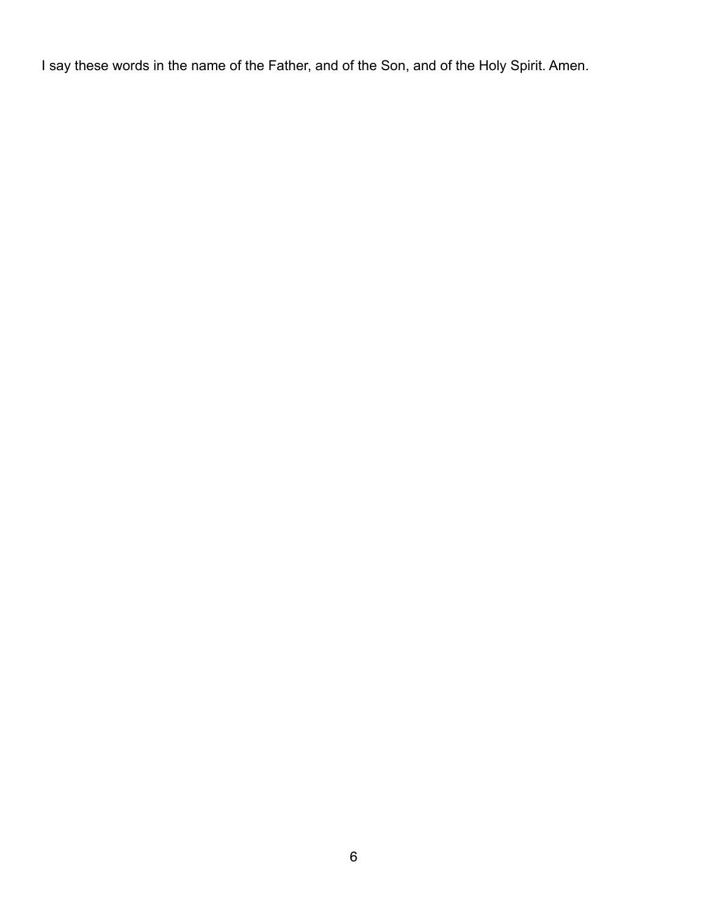I say these words in the name of the Father, and of the Son, and of the Holy Spirit. Amen.